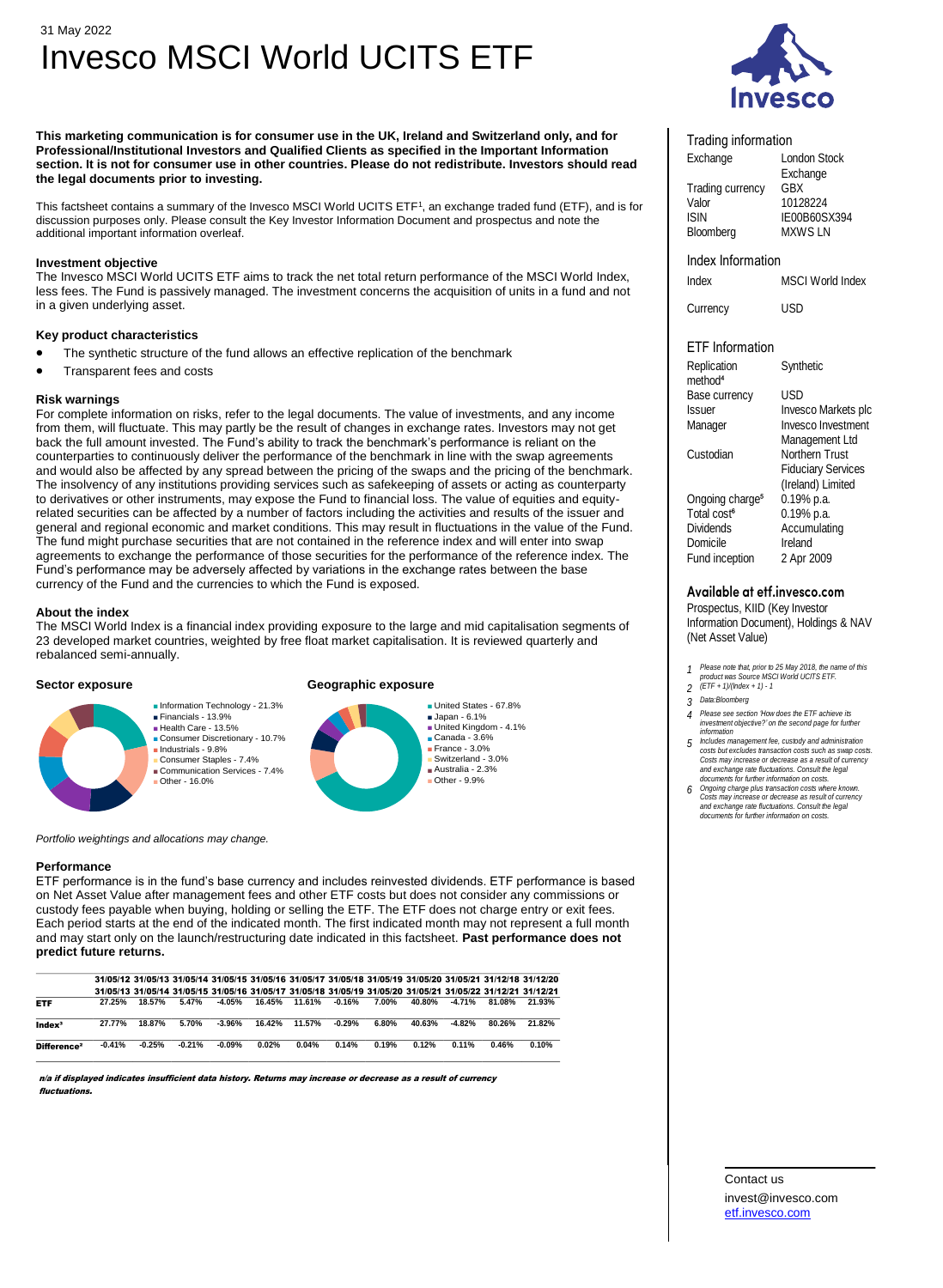31 May 2022

# Invesco MSCI World UCITS ETF

**This marketing communication is for consumer use in the UK, Ireland and Switzerland only, and for Professional/Institutional Investors and Qualified Clients as specified in the Important Information section. It is not for consumer use in other countries. Please do not redistribute. Investors should read the legal documents prior to investing.**

This factsheet contains a summary of the Invesco MSCI World UCITS ETF[1], an exchange traded fund (ETF), and is for discussion purposes only. Please consult the Key Investor Information Document and prospectus and note the additional important information overleaf.

### Investment objective

The Invesco MSCI World UCITS ETF aims to track the net total return performance of the MSCI World Index, less fees. The Fund is passively managed. The investment concerns the acquisition of units in a fund and not in a given underlying asset.

### Key product characteristics

- The synthetic structure of the fund allows an effective replication of the benchmark
- Transparent fees and costs

### Risk warnings

For complete information on risks, refer to the legal documents. The value of investments, and any income from them, will fluctuate. This may partly be the result of changes in exchange rates. Investors may not get back the full amount invested. The Fund's ability to track the benchmark's performance is reliant on the counterparties to continuously deliver the performance of the benchmark in line with the swap agreements and would also be affected by any spread between the pricing of the swaps and the pricing of the benchmark. The insolvency of any institutions providing services such as safekeeping of assets or acting as counterparty to derivatives or other instruments, may expose the Fund to financial loss. The value of equities and equity-related securities can be affected by a number of factors including the activities and results of the issuer and general and regional economic and market conditions. This may result in fluctuations in the value of the Fund. The fund might purchase securities that are not contained in the reference index and will enter into swap agreements to exchange the performance of those securities for the performance of the reference index. The Fund's performance may be adversely affected by variations in the exchange rates between the base currency of the Fund and the currencies to which the Fund is exposed.

### About the index

The MSCI World Index is a financial index providing exposure to the large and mid capitalisation segments of 23 developed market countries, weighted by free float market capitalisation. It is reviewed quarterly and rebalanced semi-annually.

### Sector exposure

- Information Technology - 21.3%
- Financials - 13.9%
- Health Care - 13.5%
- Consumer Discretionary - 10.7%
- Industrials - 9.8%
- Consumer Staples - 7.4%
- Communication Services - 7.4%
- Other - 16.0%

### Geographic exposure

- United States - 67.8%
- Japan - 6.1%
- United Kingdom - 4.1%
- Canada - 3.6%
- France - 3.0%
- Switzerland - 3.0%
- Australia - 2.3%
- Other - 9.9%

*Portfolio weightings and allocations may change.*

### Performance

ETF performance is in the fund's base currency and includes reinvested dividends. ETF performance is based on Net Asset Value after management fees and other ETF costs but does not consider any commissions or custody fees payable when buying, holding or selling the ETF. The ETF does not charge entry or exit fees. Each period starts at the end of the indicated month. The first indicated month may not represent a full month and may start only on the launch/restructuring date indicated in this factsheet. **Past performance does not predict future returns.**

| | 31/05/12 31/05/13 | 31/05/13 31/05/14 | 31/05/14 31/05/15 | 31/05/15 31/05/16 | 31/05/16 31/05/17 | 31/05/17 31/05/18 | 31/05/18 31/05/19 | 31/05/19 31/05/20 | 31/05/20 31/05/21 | 31/05/21 31/05/22 | 31/12/18 31/12/21 | 31/12/20 31/12/21 |
|---|---|---|---|---|---|---|---|---|---|---|---|---|
| **ETF** | 27.25% | 18.57% | 5.47% | -4.05% | 16.45% | 11.61% | -0.16% | 7.00% | 40.80% | -4.71% | 81.08% | 21.93% |
| **Index**[3] | 27.77% | 18.87% | 5.70% | -3.96% | 16.42% | 11.57% | -0.29% | 6.80% | 40.63% | -4.82% | 80.26% | 21.82% |
| **Difference**[2] | -0.41% | -0.25% | -0.21% | -0.09% | 0.02% | 0.04% | 0.14% | 0.19% | 0.12% | 0.11% | 0.46% | 0.10% |

***n/a if displayed indicates insufficient data history. Returns may increase or decrease as a result of currency fluctuations.***

### Trading information

| | |
|---|---|
| Exchange | London Stock Exchange |
| Trading currency | GBX |
| Valor | 10128224 |
| ISIN | IE00B60SX394 |
| Bloomberg | MXWS LN |

### Index Information

| | |
|---|---|
| Index | MSCI World Index |
| Currency | USD |

### ETF Information

| | |
|---|---|
| Replication method[4] | Synthetic |
| Base currency | USD |
| Issuer | Invesco Markets plc |
| Manager | Invesco Investment Management Ltd |
| Custodian | Northern Trust Fiduciary Services (Ireland) Limited |
| Ongoing charge[5] | 0.19% p.a. |
| Total cost[6] | 0.19% p.a. |
| Dividends | Accumulating |
| Domicile | Ireland |
| Fund inception | 2 Apr 2009 |

### Available at etf.invesco.com

Prospectus, KIID (Key Investor Information Document), Holdings & NAV (Net Asset Value)

1. *Please note that, prior to 25 May 2018, the name of this product was Source MSCI World UCITS ETF.*
2. *(ETF + 1)/(Index + 1) - 1*
3. *Data:Bloomberg*
4. *Please see section 'How does the ETF achieve its investment objective?' on the second page for further information*
5. *Includes management fee, custody and administration costs but excludes transaction costs such as swap costs. Costs may increase or decrease as a result of currency and exchange rate fluctuations. Consult the legal documents for further information on costs.*
6. *Ongoing charge plus transaction costs where known. Costs may increase or decrease as result of currency and exchange rate fluctuations. Consult the legal documents for further information on costs.*

Contact us

invest@invesco.com
etf.invesco.com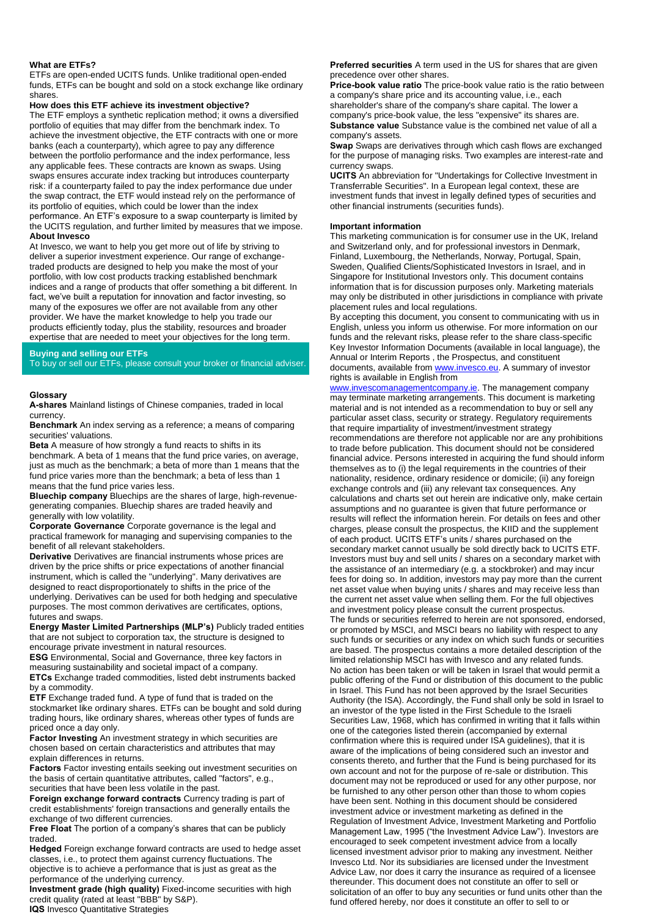### What are ETFs?

ETFs are open-ended UCITS funds. Unlike traditional open-ended funds, ETFs can be bought and sold on a stock exchange like ordinary shares.

### How does this ETF achieve its investment objective?

The ETF employs a synthetic replication method; it owns a diversified portfolio of equities that may differ from the benchmark index. To achieve the investment objective, the ETF contracts with one or more banks (each a counterparty), which agree to pay any difference between the portfolio performance and the index performance, less any applicable fees. These contracts are known as swaps. Using swaps ensures accurate index tracking but introduces counterparty risk: if a counterparty failed to pay the index performance due under the swap contract, the ETF would instead rely on the performance of its portfolio of equities, which could be lower than the index performance. An ETF's exposure to a swap counterparty is limited by the UCITS regulation, and further limited by measures that we impose.

### About Invesco

At Invesco, we want to help you get more out of life by striving to deliver a superior investment experience. Our range of exchange-traded products are designed to help you make the most of your portfolio, with low cost products tracking established benchmark indices and a range of products that offer something a bit different. In fact, we've built a reputation for innovation and factor investing, so many of the exposures we offer are not available from any other provider. We have the market knowledge to help you trade our products efficiently today, plus the stability, resources and broader expertise that are needed to meet your objectives for the long term.

### Buying and selling our ETFs

To buy or sell our ETFs, please consult your broker or financial adviser.

### Glossary

**A-shares** Mainland listings of Chinese companies, traded in local currency.

**Benchmark** An index serving as a reference; a means of comparing securities' valuations.

**Beta** A measure of how strongly a fund reacts to shifts in its benchmark. A beta of 1 means that the fund price varies, on average, just as much as the benchmark; a beta of more than 1 means that the fund price varies more than the benchmark; a beta of less than 1 means that the fund price varies less.

**Bluechip company** Bluechips are the shares of large, high-revenue-generating companies. Bluechip shares are traded heavily and generally with low volatility.

**Corporate Governance** Corporate governance is the legal and practical framework for managing and supervising companies to the benefit of all relevant stakeholders.

**Derivative** Derivatives are financial instruments whose prices are driven by the price shifts or price expectations of another financial instrument, which is called the "underlying". Many derivatives are designed to react disproportionately to shifts in the price of the underlying. Derivatives can be used for both hedging and speculative purposes. The most common derivatives are certificates, options, futures and swaps.

**Energy Master Limited Partnerships (MLP's)** Publicly traded entities that are not subject to corporation tax, the structure is designed to encourage private investment in natural resources.

**ESG** Environmental, Social and Governance, three key factors in measuring sustainability and societal impact of a company.

**ETCs** Exchange traded commodities, listed debt instruments backed by a commodity.

**ETF** Exchange traded fund. A type of fund that is traded on the stockmarket like ordinary shares. ETFs can be bought and sold during trading hours, like ordinary shares, whereas other types of funds are priced once a day only.

**Factor Investing** An investment strategy in which securities are chosen based on certain characteristics and attributes that may explain differences in returns.

**Factors** Factor investing entails seeking out investment securities on the basis of certain quantitative attributes, called "factors", e.g., securities that have been less volatile in the past.

**Foreign exchange forward contracts** Currency trading is part of credit establishments' foreign transactions and generally entails the exchange of two different currencies.

**Free Float** The portion of a company's shares that can be publicly traded.

**Hedged** Foreign exchange forward contracts are used to hedge asset classes, i.e., to protect them against currency fluctuations. The objective is to achieve a performance that is just as great as the performance of the underlying currency.

**Investment grade (high quality)** Fixed-income securities with high credit quality (rated at least "BBB" by S&P).

**IQS** Invesco Quantitative Strategies

**Preferred securities** A term used in the US for shares that are given precedence over other shares.

**Price-book value ratio** The price-book value ratio is the ratio between a company's share price and its accounting value, i.e., each shareholder's share of the company's share capital. The lower a company's price-book value, the less "expensive" its shares are.

**Substance value** Substance value is the combined net value of all a company's assets.

**Swap** Swaps are derivatives through which cash flows are exchanged for the purpose of managing risks. Two examples are interest-rate and currency swaps.

**UCITS** An abbreviation for "Undertakings for Collective Investment in Transferrable Securities". In a European legal context, these are investment funds that invest in legally defined types of securities and other financial instruments (securities funds).

### Important information

This marketing communication is for consumer use in the UK, Ireland and Switzerland only, and for professional investors in Denmark, Finland, Luxembourg, the Netherlands, Norway, Portugal, Spain, Sweden, Qualified Clients/Sophisticated Investors in Israel, and in Singapore for Institutional Investors only. This document contains information that is for discussion purposes only. Marketing materials may only be distributed in other jurisdictions in compliance with private placement rules and local regulations.

By accepting this document, you consent to communicating with us in English, unless you inform us otherwise. For more information on our funds and the relevant risks, please refer to the share class-specific Key Investor Information Documents (available in local language), the Annual or Interim Reports , the Prospectus, and constituent documents, available from www.invesco.eu. A summary of investor rights is available in English from www.invescomanagementcompany.ie. The management company may terminate marketing arrangements. This document is marketing material and is not intended as a recommendation to buy or sell any particular asset class, security or strategy. Regulatory requirements that require impartiality of investment/investment strategy recommendations are therefore not applicable nor are any prohibitions to trade before publication. This document should not be considered financial advice. Persons interested in acquiring the fund should inform themselves as to (i) the legal requirements in the countries of their nationality, residence, ordinary residence or domicile; (ii) any foreign exchange controls and (iii) any relevant tax consequences. Any calculations and charts set out herein are indicative only, make certain assumptions and no guarantee is given that future performance or results will reflect the information herein. For details on fees and other charges, please consult the prospectus, the KIID and the supplement of each product. UCITS ETF's units / shares purchased on the secondary market cannot usually be sold directly back to UCITS ETF. Investors must buy and sell units / shares on a secondary market with the assistance of an intermediary (e.g. a stockbroker) and may incur fees for doing so. In addition, investors may pay more than the current net asset value when buying units / shares and may receive less than the current net asset value when selling them. For the full objectives and investment policy please consult the current prospectus.

The funds or securities referred to herein are not sponsored, endorsed, or promoted by MSCI, and MSCI bears no liability with respect to any such funds or securities or any index on which such funds or securities are based. The prospectus contains a more detailed description of the limited relationship MSCI has with Invesco and any related funds.

No action has been taken or will be taken in Israel that would permit a public offering of the Fund or distribution of this document to the public in Israel. This Fund has not been approved by the Israel Securities Authority (the ISA). Accordingly, the Fund shall only be sold in Israel to an investor of the type listed in the First Schedule to the Israeli Securities Law, 1968, which has confirmed in writing that it falls within one of the categories listed therein (accompanied by external confirmation where this is required under ISA guidelines), that it is aware of the implications of being considered such an investor and consents thereto, and further that the Fund is being purchased for its own account and not for the purpose of re-sale or distribution. This document may not be reproduced or used for any other purpose, nor be furnished to any other person other than those to whom copies have been sent. Nothing in this document should be considered investment advice or investment marketing as defined in the Regulation of Investment Advice, Investment Marketing and Portfolio Management Law, 1995 ("the Investment Advice Law"). Investors are encouraged to seek competent investment advice from a locally licensed investment advisor prior to making any investment. Neither Invesco Ltd. Nor its subsidiaries are licensed under the Investment Advice Law, nor does it carry the insurance as required of a licensee thereunder. This document does not constitute an offer to sell or solicitation of an offer to buy any securities or fund units other than the fund offered hereby, nor does it constitute an offer to sell to or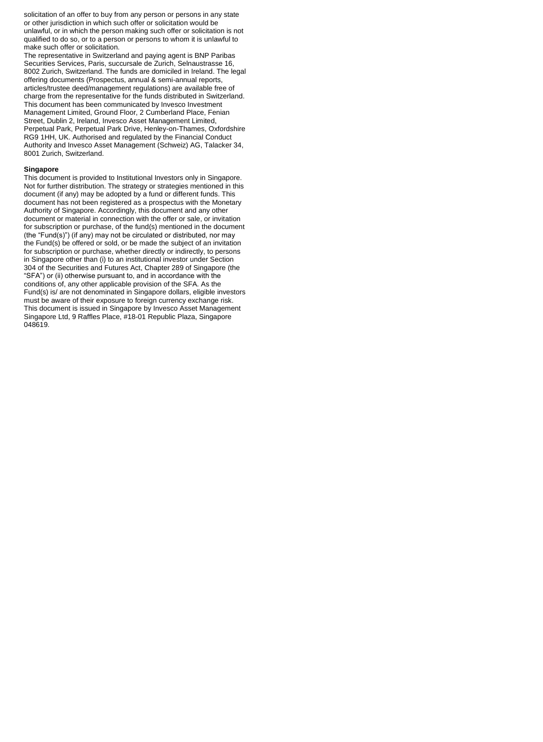solicitation of an offer to buy from any person or persons in any state or other jurisdiction in which such offer or solicitation would be unlawful, or in which the person making such offer or solicitation is not qualified to do so, or to a person or persons to whom it is unlawful to make such offer or solicitation.

The representative in Switzerland and paying agent is BNP Paribas Securities Services, Paris, succursale de Zurich, Selnaustrasse 16, 8002 Zurich, Switzerland. The funds are domiciled in Ireland. The legal offering documents (Prospectus, annual & semi-annual reports, articles/trustee deed/management regulations) are available free of charge from the representative for the funds distributed in Switzerland. This document has been communicated by Invesco Investment Management Limited, Ground Floor, 2 Cumberland Place, Fenian Street, Dublin 2, Ireland, Invesco Asset Management Limited, Perpetual Park, Perpetual Park Drive, Henley-on-Thames, Oxfordshire RG9 1HH, UK. Authorised and regulated by the Financial Conduct Authority and Invesco Asset Management (Schweiz) AG, Talacker 34, 8001 Zurich, Switzerland.

**Singapore**

This document is provided to Institutional Investors only in Singapore. Not for further distribution. The strategy or strategies mentioned in this document (if any) may be adopted by a fund or different funds. This document has not been registered as a prospectus with the Monetary Authority of Singapore. Accordingly, this document and any other document or material in connection with the offer or sale, or invitation for subscription or purchase, of the fund(s) mentioned in the document (the "Fund(s)") (if any) may not be circulated or distributed, nor may the Fund(s) be offered or sold, or be made the subject of an invitation for subscription or purchase, whether directly or indirectly, to persons in Singapore other than (i) to an institutional investor under Section 304 of the Securities and Futures Act, Chapter 289 of Singapore (the "SFA") or (ii) otherwise pursuant to, and in accordance with the conditions of, any other applicable provision of the SFA. As the Fund(s) is/ are not denominated in Singapore dollars, eligible investors must be aware of their exposure to foreign currency exchange risk. This document is issued in Singapore by Invesco Asset Management Singapore Ltd, 9 Raffles Place, #18-01 Republic Plaza, Singapore 048619.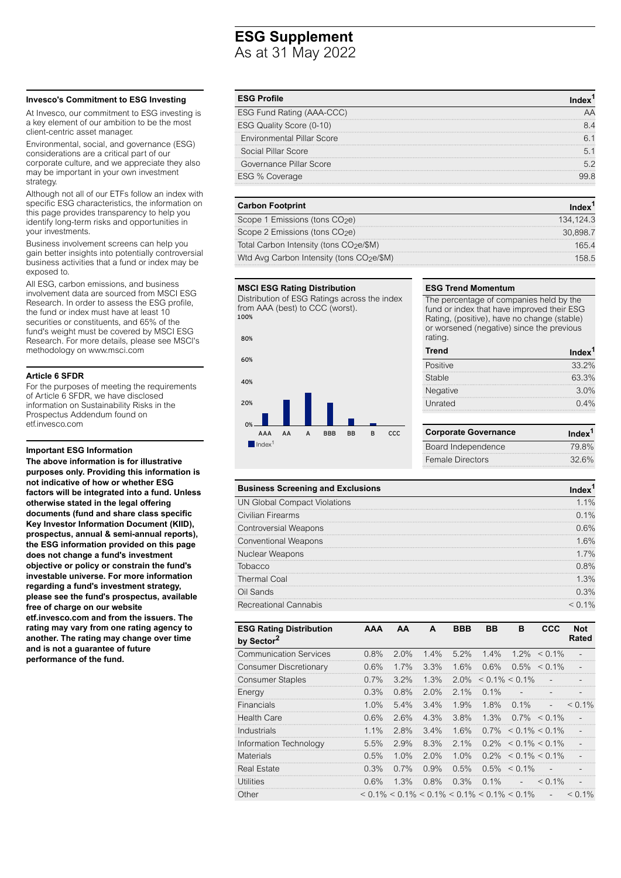# ESG Supplement
As at 31 May 2022

### Invesco's Commitment to ESG Investing

At Invesco, our commitment to ESG investing is a key element of our ambition to be the most client-centric asset manager.

Environmental, social, and governance (ESG) considerations are a critical part of our corporate culture, and we appreciate they also may be important in your own investment strategy.

Although not all of our ETFs follow an index with specific ESG characteristics, the information on this page provides transparency to help you identify long-term risks and opportunities in your investments.

Business involvement screens can help you gain better insights into potentially controversial business activities that a fund or index may be exposed to.

All ESG, carbon emissions, and business involvement data are sourced from MSCI ESG Research. In order to assess the ESG profile, the fund or index must have at least 10 securities or constituents, and 65% of the fund's weight must be covered by MSCI ESG Research. For more details, please see MSCI's methodology on www.msci.com

### Article 6 SFDR

For the purposes of meeting the requirements of Article 6 SFDR, we have disclosed information on Sustainability Risks in the Prospectus Addendum found on etf.invesco.com

### Important ESG Information

**The above information is for illustrative purposes only. Providing this information is not indicative of how or whether ESG factors will be integrated into a fund. Unless otherwise stated in the legal offering documents (fund and share class specific Key Investor Information Document (KIID), prospectus, annual & semi-annual reports), the ESG information provided on this page does not change a fund's investment objective or policy or constrain the fund's investable universe. For more information regarding a fund's investment strategy, please see the fund's prospectus, available free of charge on our website etf.invesco.com and from the issuers. The rating may vary from one rating agency to another. The rating may change over time and is not a guarantee of future performance of the fund.**

| ESG Profile | Index[1] |
|---|---|
| ESG Fund Rating (AAA-CCC) | AA |
| ESG Quality Score (0-10) | 8.4 |
| Environmental Pillar Score | 6.1 |
| Social Pillar Score | 5.1 |
| Governance Pillar Score | 5.2 |
| ESG % Coverage | 99.8 |

| Carbon Footprint | Index[1] |
|---|---|
| Scope 1 Emissions (tons $CO_2e$) | 134,124.3 |
| Scope 2 Emissions (tons $CO_2e$) | 30,898.7 |
| Total Carbon Intensity (tons $CO_2e$/\$M) | 165.4 |
| Wtd Avg Carbon Intensity (tons $CO_2e$/\$M) | 158.5 |

### MSCI ESG Rating Distribution

Distribution of ESG Ratings across the index from AAA (best) to CCC (worst).

### ESG Trend Momentum

The percentage of companies held by the fund or index that have improved their ESG Rating, (positive), have no change (stable) or worsened (negative) since the previous rating.

| Trend | Index[1] |
|---|---|
| Positive | 33.2% |
| Stable | 63.3% |
| Negative | 3.0% |
| Unrated | 0.4% |

| Corporate Governance | Index[1] |
|---|---|
| Board Independence | 79.8% |
| Female Directors | 32.6% |

| Business Screening and Exclusions | Index[1] |
|---|---|
| UN Global Compact Violations | 1.1% |
| Civilian Firearms | 0.1% |
| Controversial Weapons | 0.6% |
| Conventional Weapons | 1.6% |
| Nuclear Weapons | 1.7% |
| Tobacco | 0.8% |
| Thermal Coal | 1.3% |
| Oil Sands | 0.3% |
| Recreational Cannabis | < 0.1% |

| ESG Rating Distribution by Sector[2] | AAA | AA | A | BBB | BB | B | CCC | Not Rated |
|---|---|---|---|---|---|---|---|---|
| Communication Services | 0.8% | 2.0% | 1.4% | 5.2% | 1.4% | 1.2% | < 0.1% | - |
| Consumer Discretionary | 0.6% | 1.7% | 3.3% | 1.6% | 0.6% | 0.5% | < 0.1% | - |
| Consumer Staples | 0.7% | 3.2% | 1.3% | 2.0% | < 0.1% | < 0.1% | - | - |
| Energy | 0.3% | 0.8% | 2.0% | 2.1% | 0.1% | - | - | - |
| Financials | 1.0% | 5.4% | 3.4% | 1.9% | 1.8% | 0.1% | - | < 0.1% |
| Health Care | 0.6% | 2.6% | 4.3% | 3.8% | 1.3% | 0.7% | < 0.1% | - |
| Industrials | 1.1% | 2.8% | 3.4% | 1.6% | 0.7% | < 0.1% | < 0.1% | - |
| Information Technology | 5.5% | 2.9% | 8.3% | 2.1% | 0.2% | < 0.1% | < 0.1% | - |
| Materials | 0.5% | 1.0% | 2.0% | 1.0% | 0.2% | < 0.1% | < 0.1% | - |
| Real Estate | 0.3% | 0.7% | 0.9% | 0.5% | 0.5% | < 0.1% | - | - |
| Utilities | 0.6% | 1.3% | 0.8% | 0.3% | 0.1% | - | < 0.1% | - |
| Other | < 0.1% | < 0.1% | < 0.1% | < 0.1% | < 0.1% | < 0.1% | - | < 0.1% |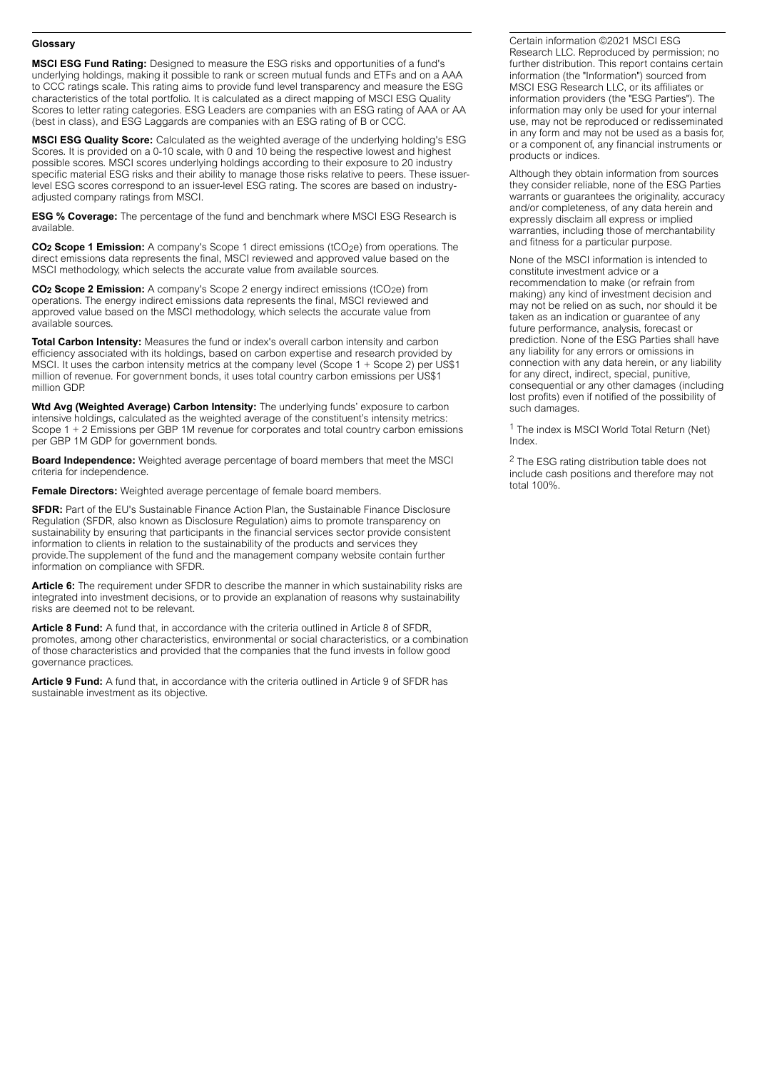## Glossary

**MSCI ESG Fund Rating:** Designed to measure the ESG risks and opportunities of a fund's underlying holdings, making it possible to rank or screen mutual funds and ETFs and on a AAA to CCC ratings scale. This rating aims to provide fund level transparency and measure the ESG characteristics of the total portfolio. It is calculated as a direct mapping of MSCI ESG Quality Scores to letter rating categories. ESG Leaders are companies with an ESG rating of AAA or AA (best in class), and ESG Laggards are companies with an ESG rating of B or CCC.

**MSCI ESG Quality Score:** Calculated as the weighted average of the underlying holding's ESG Scores. It is provided on a 0-10 scale, with 0 and 10 being the respective lowest and highest possible scores. MSCI scores underlying holdings according to their exposure to 20 industry specific material ESG risks and their ability to manage those risks relative to peers. These issuer-level ESG scores correspond to an issuer-level ESG rating. The scores are based on industry-adjusted company ratings from MSCI.

**ESG % Coverage:** The percentage of the fund and benchmark where MSCI ESG Research is available.

**$CO_2$ Scope 1 Emission:** A company's Scope 1 direct emissions ($tCO_2e$) from operations. The direct emissions data represents the final, MSCI reviewed and approved value based on the MSCI methodology, which selects the accurate value from available sources.

**$CO_2$ Scope 2 Emission:** A company's Scope 2 energy indirect emissions ($tCO_2e$) from operations. The energy indirect emissions data represents the final, MSCI reviewed and approved value based on the MSCI methodology, which selects the accurate value from available sources.

**Total Carbon Intensity:** Measures the fund or index's overall carbon intensity and carbon efficiency associated with its holdings, based on carbon expertise and research provided by MSCI. It uses the carbon intensity metrics at the company level (Scope 1 + Scope 2) per US$1 million of revenue. For government bonds, it uses total country carbon emissions per US$1 million GDP.

**Wtd Avg (Weighted Average) Carbon Intensity:** The underlying funds' exposure to carbon intensive holdings, calculated as the weighted average of the constituent's intensity metrics: Scope 1 + 2 Emissions per GBP 1M revenue for corporates and total country carbon emissions per GBP 1M GDP for government bonds.

**Board Independence:** Weighted average percentage of board members that meet the MSCI criteria for independence.

**Female Directors:** Weighted average percentage of female board members.

**SFDR:** Part of the EU's Sustainable Finance Action Plan, the Sustainable Finance Disclosure Regulation (SFDR, also known as Disclosure Regulation) aims to promote transparency on sustainability by ensuring that participants in the financial services sector provide consistent information to clients in relation to the sustainability of the products and services they provide.The supplement of the fund and the management company website contain further information on compliance with SFDR.

**Article 6:** The requirement under SFDR to describe the manner in which sustainability risks are integrated into investment decisions, or to provide an explanation of reasons why sustainability risks are deemed not to be relevant.

**Article 8 Fund:** A fund that, in accordance with the criteria outlined in Article 8 of SFDR, promotes, among other characteristics, environmental or social characteristics, or a combination of those characteristics and provided that the companies that the fund invests in follow good governance practices.

**Article 9 Fund:** A fund that, in accordance with the criteria outlined in Article 9 of SFDR has sustainable investment as its objective.

Certain information ©2021 MSCI ESG Research LLC. Reproduced by permission; no further distribution. This report contains certain information (the "Information") sourced from MSCI ESG Research LLC, or its affiliates or information providers (the "ESG Parties"). The information may only be used for your internal use, may not be reproduced or redisseminated in any form and may not be used as a basis for, or a component of, any financial instruments or products or indices.

Although they obtain information from sources they consider reliable, none of the ESG Parties warrants or guarantees the originality, accuracy and/or completeness, of any data herein and expressly disclaim all express or implied warranties, including those of merchantability and fitness for a particular purpose.

None of the MSCI information is intended to constitute investment advice or a recommendation to make (or refrain from making) any kind of investment decision and may not be relied on as such, nor should it be taken as an indication or guarantee of any future performance, analysis, forecast or prediction. None of the ESG Parties shall have any liability for any errors or omissions in connection with any data herein, or any liability for any direct, indirect, special, punitive, consequential or any other damages (including lost profits) even if notified of the possibility of such damages.

[1] The index is MSCI World Total Return (Net) Index.

[2] The ESG rating distribution table does not include cash positions and therefore may not total 100%.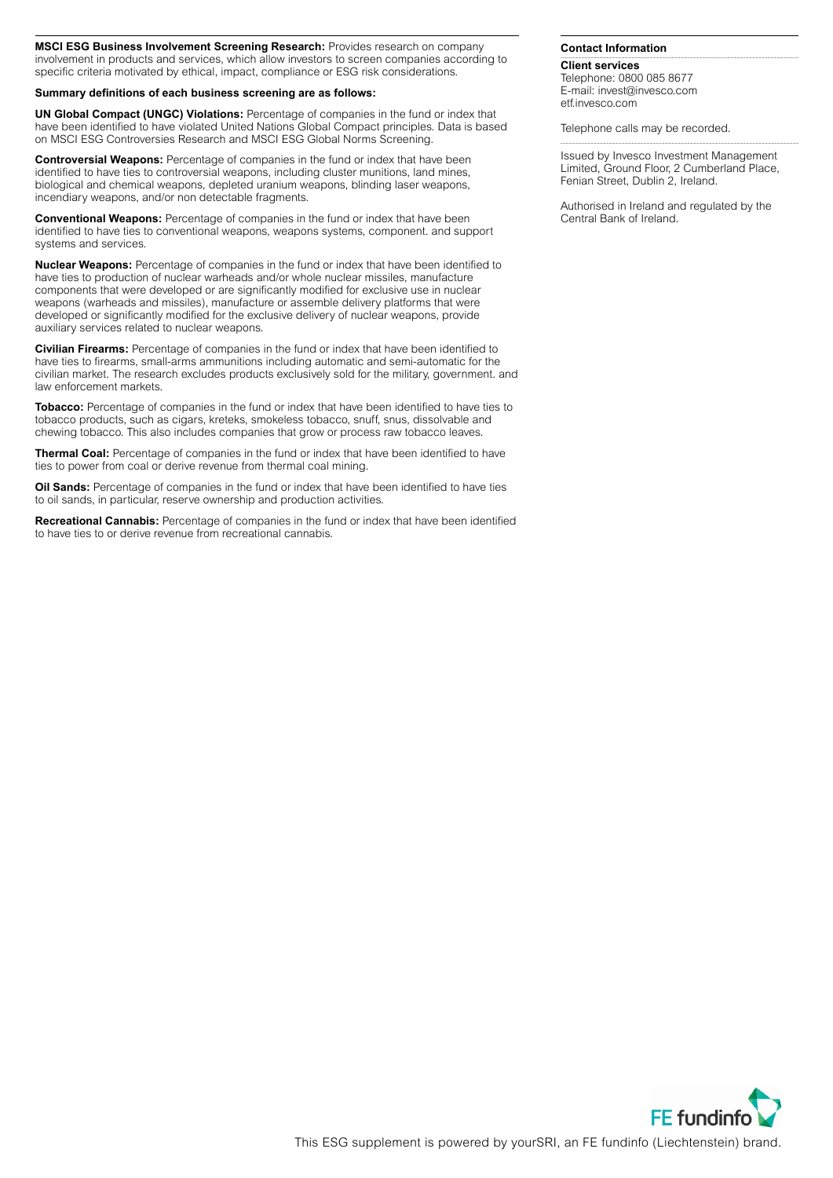**MSCI ESG Business Involvement Screening Research:** Provides research on company involvement in products and services, which allow investors to screen companies according to specific criteria motivated by ethical, impact, compliance or ESG risk considerations.

**Summary definitions of each business screening are as follows:**

**UN Global Compact (UNGC) Violations:** Percentage of companies in the fund or index that have been identified to have violated United Nations Global Compact principles. Data is based on MSCI ESG Controversies Research and MSCI ESG Global Norms Screening.

**Controversial Weapons:** Percentage of companies in the fund or index that have been identified to have ties to controversial weapons, including cluster munitions, land mines, biological and chemical weapons, depleted uranium weapons, blinding laser weapons, incendiary weapons, and/or non detectable fragments.

**Conventional Weapons:** Percentage of companies in the fund or index that have been identified to have ties to conventional weapons, weapons systems, component. and support systems and services.

**Nuclear Weapons:** Percentage of companies in the fund or index that have been identified to have ties to production of nuclear warheads and/or whole nuclear missiles, manufacture components that were developed or are significantly modified for exclusive use in nuclear weapons (warheads and missiles), manufacture or assemble delivery platforms that were developed or significantly modified for the exclusive delivery of nuclear weapons, provide auxiliary services related to nuclear weapons.

**Civilian Firearms:** Percentage of companies in the fund or index that have been identified to have ties to firearms, small-arms ammunitions including automatic and semi-automatic for the civilian market. The research excludes products exclusively sold for the military, government. and law enforcement markets.

**Tobacco:** Percentage of companies in the fund or index that have been identified to have ties to tobacco products, such as cigars, kreteks, smokeless tobacco, snuff, snus, dissolvable and chewing tobacco. This also includes companies that grow or process raw tobacco leaves.

**Thermal Coal:** Percentage of companies in the fund or index that have been identified to have ties to power from coal or derive revenue from thermal coal mining.

**Oil Sands:** Percentage of companies in the fund or index that have been identified to have ties to oil sands, in particular, reserve ownership and production activities.

**Recreational Cannabis:** Percentage of companies in the fund or index that have been identified to have ties to or derive revenue from recreational cannabis.

**Contact Information**

**Client services**
Telephone: 0800 085 8677
E-mail: invest@invesco.com
etf.invesco.com

Telephone calls may be recorded.

Issued by Invesco Investment Management Limited, Ground Floor, 2 Cumberland Place, Fenian Street, Dublin 2, Ireland.

Authorised in Ireland and regulated by the Central Bank of Ireland.

FE fundinfo

This ESG supplement is powered by yourSRI, an FE fundinfo (Liechtenstein) brand.